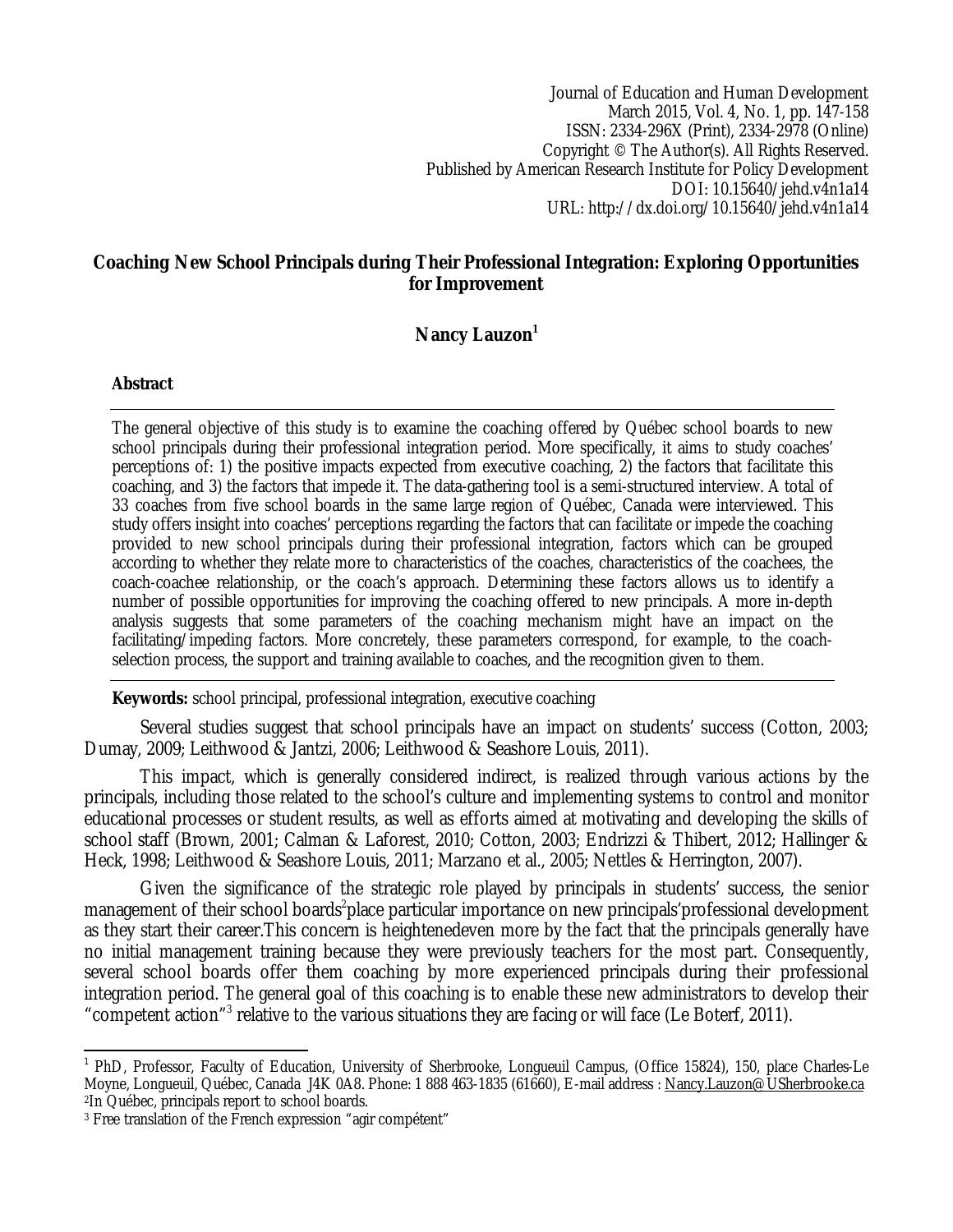Journal of Education and Human Development
March 2015, Vol. 4, No. 1, pp. 147-158
ISSN: 2334-296X (Print), 2334-2978 (Online)
Copyright © The Author(s). All Rights Reserved.
Published by American Research Institute for Policy Development
DOI: 10.15640/jehd.v4n1a14
URL: http://dx.doi.org/10.15640/jehd.v4n1a14

# Coaching New School Principals during Their Professional Integration: Exploring Opportunities for Improvement

**Nancy Lauzon[1]**

## Abstract

The general objective of this study is to examine the coaching offered by Québec school boards to new school principals during their professional integration period. More specifically, it aims to study coaches' perceptions of: 1) the positive impacts expected from executive coaching, 2) the factors that facilitate this coaching, and 3) the factors that impede it. The data-gathering tool is a semi-structured interview. A total of 33 coaches from five school boards in the same large region of Québec, Canada were interviewed. This study offers insight into coaches' perceptions regarding the factors that can facilitate or impede the coaching provided to new school principals during their professional integration, factors which can be grouped according to whether they relate more to characteristics of the coaches, characteristics of the coachees, the coach-coachee relationship, or the coach's approach. Determining these factors allows us to identify a number of possible opportunities for improving the coaching offered to new principals. A more in-depth analysis suggests that some parameters of the coaching mechanism might have an impact on the facilitating/impeding factors. More concretely, these parameters correspond, for example, to the coach-selection process, the support and training available to coaches, and the recognition given to them.

**Keywords:** school principal, professional integration, executive coaching

Several studies suggest that school principals have an impact on students' success (Cotton, 2003; Dumay, 2009; Leithwood & Jantzi, 2006; Leithwood & Seashore Louis, 2011).

This impact, which is generally considered indirect, is realized through various actions by the principals, including those related to the school's culture and implementing systems to control and monitor educational processes or student results, as well as efforts aimed at motivating and developing the skills of school staff (Brown, 2001; Calman & Laforest, 2010; Cotton, 2003; Endrizzi & Thibert, 2012; Hallinger & Heck, 1998; Leithwood & Seashore Louis, 2011; Marzano et al., 2005; Nettles & Herrington, 2007).

Given the significance of the strategic role played by principals in students' success, the senior management of their school boards[2]place particular importance on new principals'professional development as they start their career.This concern is heightenedeven more by the fact that the principals generally have no initial management training because they were previously teachers for the most part. Consequently, several school boards offer them coaching by more experienced principals during their professional integration period. The general goal of this coaching is to enable these new administrators to develop their "competent action"[3] relative to the various situations they are facing or will face (Le Boterf, 2011).

---

[1] PhD, Professor, Faculty of Education, University of Sherbrooke, Longueuil Campus, (Office 15824), 150, place Charles-Le Moyne, Longueuil, Québec, Canada J4K 0A8. Phone: 1 888 463-1835 (61660), E-mail address : Nancy.Lauzon@USherbrooke.ca

[2] In Québec, principals report to school boards.

[3] Free translation of the French expression "agir compétent"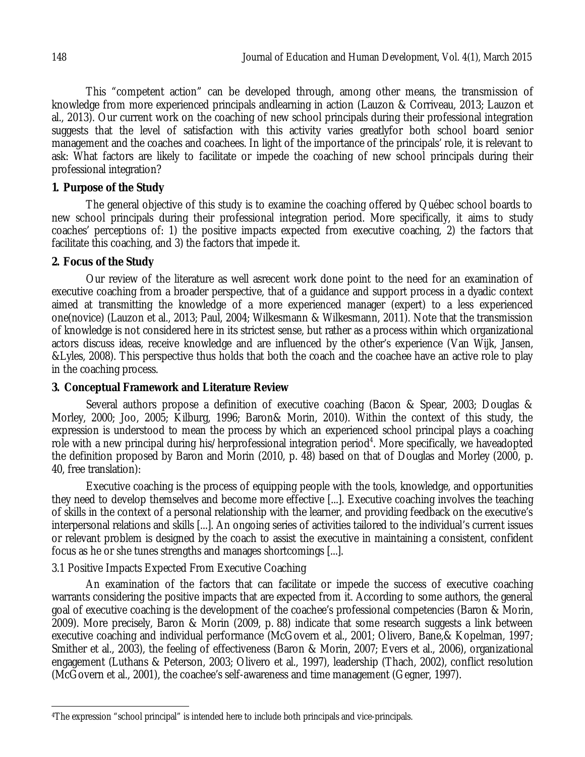This "competent action" can be developed through, among other means, the transmission of knowledge from more experienced principals andlearning in action (Lauzon & Corriveau, 2013; Lauzon et al., 2013). Our current work on the coaching of new school principals during their professional integration suggests that the level of satisfaction with this activity varies greatlyfor both school board senior management and the coaches and coachees. In light of the importance of the principals' role, it is relevant to ask: What factors are likely to facilitate or impede the coaching of new school principals during their professional integration?

## 1. Purpose of the Study

The general objective of this study is to examine the coaching offered by Québec school boards to new school principals during their professional integration period. More specifically, it aims to study coaches' perceptions of: 1) the positive impacts expected from executive coaching, 2) the factors that facilitate this coaching, and 3) the factors that impede it.

## 2. Focus of the Study

Our review of the literature as well asrecent work done point to the need for an examination of executive coaching from a broader perspective, that of a guidance and support process in a dyadic context aimed at transmitting the knowledge of a more experienced manager (expert) to a less experienced one(novice) (Lauzon et al., 2013; Paul, 2004; Wilkesmann & Wilkesmann, 2011). Note that the transmission of knowledge is not considered here in its strictest sense, but rather as a process within which organizational actors discuss ideas, receive knowledge and are influenced by the other's experience (Van Wijk, Jansen, &Lyles, 2008). This perspective thus holds that both the coach and the coachee have an active role to play in the coaching process.

## 3. Conceptual Framework and Literature Review

Several authors propose a definition of executive coaching (Bacon & Spear, 2003; Douglas & Morley, 2000; Joo, 2005; Kilburg, 1996; Baron& Morin, 2010). Within the context of this study, the expression is understood to mean the process by which an experienced school principal plays a coaching role with a new principal during his/herprofessional integration period[4]. More specifically, we haveadopted the definition proposed by Baron and Morin (2010, p. 48) based on that of Douglas and Morley (2000, p. 40, free translation):

Executive coaching is the process of equipping people with the tools, knowledge, and opportunities they need to develop themselves and become more effective [...]. Executive coaching involves the teaching of skills in the context of a personal relationship with the learner, and providing feedback on the executive's interpersonal relations and skills [...]. An ongoing series of activities tailored to the individual's current issues or relevant problem is designed by the coach to assist the executive in maintaining a consistent, confident focus as he or she tunes strengths and manages shortcomings [...].

### 3.1 Positive Impacts Expected From Executive Coaching

An examination of the factors that can facilitate or impede the success of executive coaching warrants considering the positive impacts that are expected from it. According to some authors, the general goal of executive coaching is the development of the coachee's professional competencies (Baron & Morin, 2009). More precisely, Baron & Morin (2009, p. 88) indicate that some research suggests a link between executive coaching and individual performance (McGovern et al., 2001; Olivero, Bane,& Kopelman, 1997; Smither et al., 2003), the feeling of effectiveness (Baron & Morin, 2007; Evers et al., 2006), organizational engagement (Luthans & Peterson, 2003; Olivero et al., 1997), leadership (Thach, 2002), conflict resolution (McGovern et al., 2001), the coachee's self-awareness and time management (Gegner, 1997).

---

[4]The expression "school principal" is intended here to include both principals and vice-principals.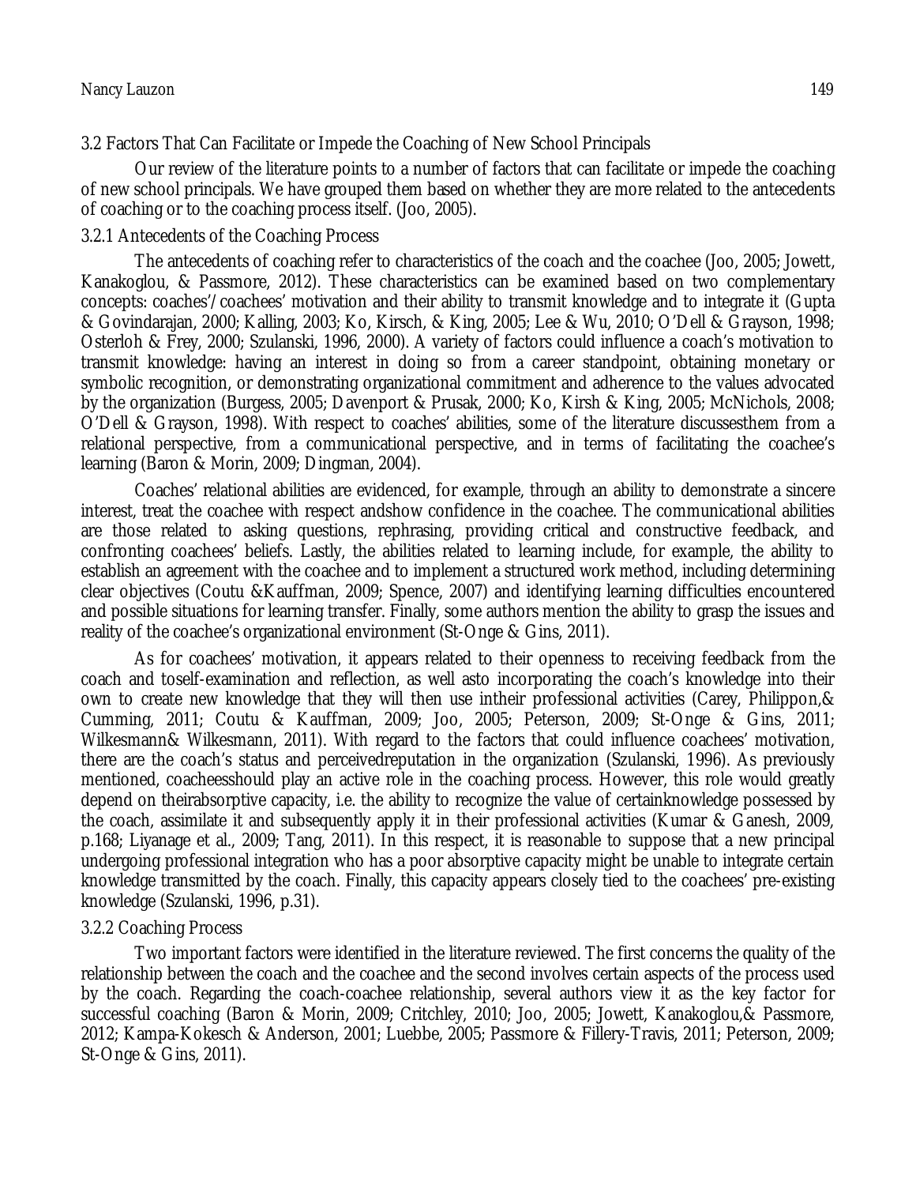### 3.2 Factors That Can Facilitate or Impede the Coaching of New School Principals

Our review of the literature points to a number of factors that can facilitate or impede the coaching of new school principals. We have grouped them based on whether they are more related to the antecedents of coaching or to the coaching process itself. (Joo, 2005).

#### 3.2.1 Antecedents of the Coaching Process

The antecedents of coaching refer to characteristics of the coach and the coachee (Joo, 2005; Jowett, Kanakoglou, & Passmore, 2012). These characteristics can be examined based on two complementary concepts: coaches'/coachees' motivation and their ability to transmit knowledge and to integrate it (Gupta & Govindarajan, 2000; Kalling, 2003; Ko, Kirsch, & King, 2005; Lee & Wu, 2010; O'Dell & Grayson, 1998; Osterloh & Frey, 2000; Szulanski, 1996, 2000). A variety of factors could influence a coach's motivation to transmit knowledge: having an interest in doing so from a career standpoint, obtaining monetary or symbolic recognition, or demonstrating organizational commitment and adherence to the values advocated by the organization (Burgess, 2005; Davenport & Prusak, 2000; Ko, Kirsh & King, 2005; McNichols, 2008; O'Dell & Grayson, 1998). With respect to coaches' abilities, some of the literature discussesthem from a relational perspective, from a communicational perspective, and in terms of facilitating the coachee's learning (Baron & Morin, 2009; Dingman, 2004).

Coaches' relational abilities are evidenced, for example, through an ability to demonstrate a sincere interest, treat the coachee with respect andshow confidence in the coachee. The communicational abilities are those related to asking questions, rephrasing, providing critical and constructive feedback, and confronting coachees' beliefs. Lastly, the abilities related to learning include, for example, the ability to establish an agreement with the coachee and to implement a structured work method, including determining clear objectives (Coutu &Kauffman, 2009; Spence, 2007) and identifying learning difficulties encountered and possible situations for learning transfer. Finally, some authors mention the ability to grasp the issues and reality of the coachee's organizational environment (St-Onge & Gins, 2011).

As for coachees' motivation, it appears related to their openness to receiving feedback from the coach and toself-examination and reflection, as well asto incorporating the coach's knowledge into their own to create new knowledge that they will then use intheir professional activities (Carey, Philippon,& Cumming, 2011; Coutu & Kauffman, 2009; Joo, 2005; Peterson, 2009; St-Onge & Gins, 2011; Wilkesmann& Wilkesmann, 2011). With regard to the factors that could influence coachees' motivation, there are the coach's status and perceivedreputation in the organization (Szulanski, 1996). As previously mentioned, coacheesshould play an active role in the coaching process. However, this role would greatly depend on theirabsorptive capacity, i.e. the ability to recognize the value of certainknowledge possessed by the coach, assimilate it and subsequently apply it in their professional activities (Kumar & Ganesh, 2009, p.168; Liyanage et al., 2009; Tang, 2011). In this respect, it is reasonable to suppose that a new principal undergoing professional integration who has a poor absorptive capacity might be unable to integrate certain knowledge transmitted by the coach. Finally, this capacity appears closely tied to the coachees' pre-existing knowledge (Szulanski, 1996, p.31).

#### 3.2.2 Coaching Process

Two important factors were identified in the literature reviewed. The first concerns the quality of the relationship between the coach and the coachee and the second involves certain aspects of the process used by the coach. Regarding the coach-coachee relationship, several authors view it as the key factor for successful coaching (Baron & Morin, 2009; Critchley, 2010; Joo, 2005; Jowett, Kanakoglou,& Passmore, 2012; Kampa-Kokesch & Anderson, 2001; Luebbe, 2005; Passmore & Fillery-Travis, 2011; Peterson, 2009; St-Onge & Gins, 2011).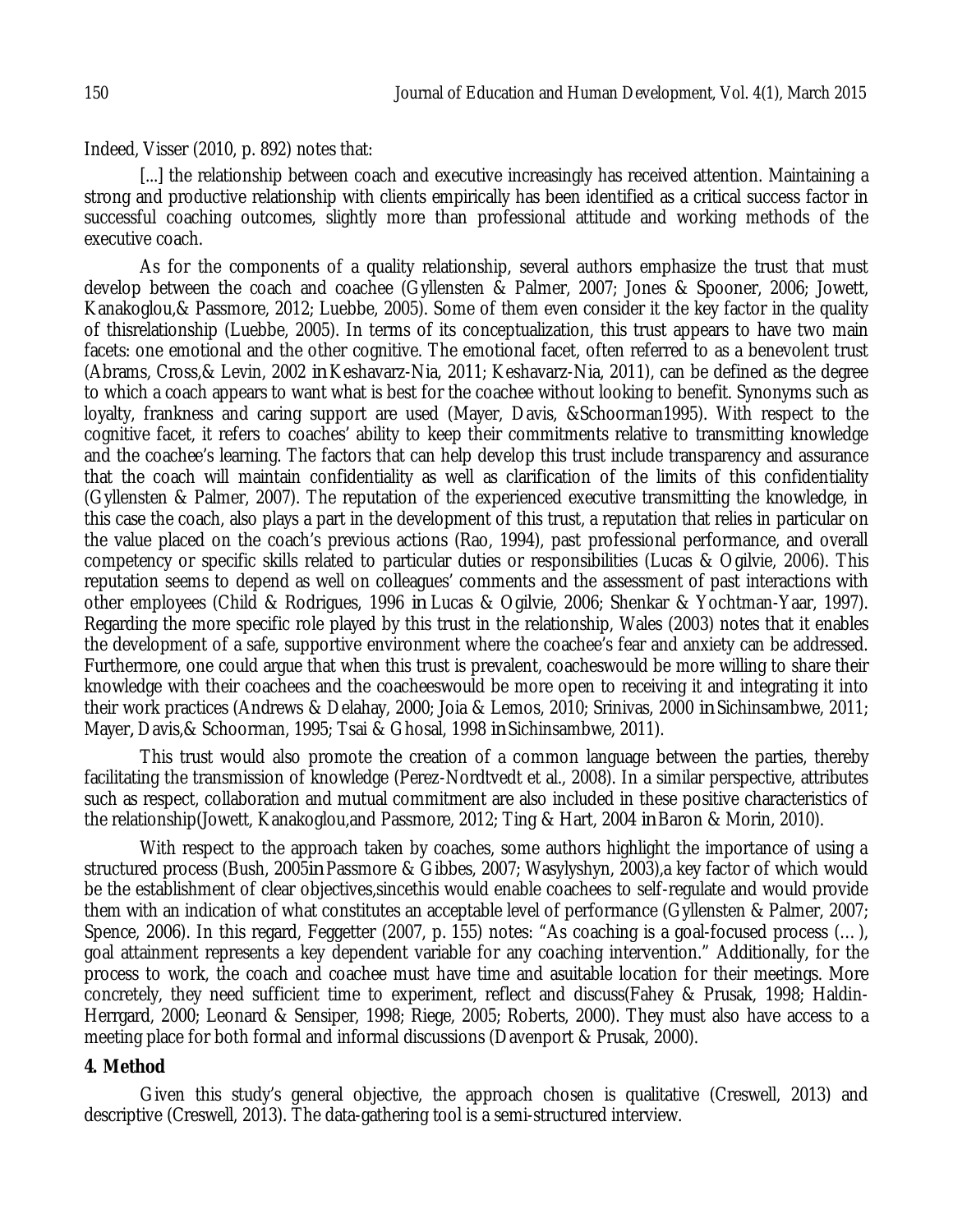Indeed, Visser (2010, p. 892) notes that:

> [...] the relationship between coach and executive increasingly has received attention. Maintaining a strong and productive relationship with clients empirically has been identified as a critical success factor in successful coaching outcomes, slightly more than professional attitude and working methods of the executive coach.

As for the components of a quality relationship, several authors emphasize the trust that must develop between the coach and coachee (Gyllensten & Palmer, 2007; Jones & Spooner, 2006; Jowett, Kanakoglou,& Passmore, 2012; Luebbe, 2005). Some of them even consider it the key factor in the quality of thisrelationship (Luebbe, 2005). In terms of its conceptualization, this trust appears to have two main facets: one emotional and the other cognitive. The emotional facet, often referred to as a benevolent trust (Abrams, Cross,& Levin, 2002 **in** Keshavarz-Nia, 2011; Keshavarz-Nia, 2011), can be defined as the degree to which a coach appears to want what is best for the coachee without looking to benefit. Synonyms such as loyalty, frankness and caring support are used (Mayer, Davis, &Schoorman1995). With respect to the cognitive facet, it refers to coaches' ability to keep their commitments relative to transmitting knowledge and the coachee's learning. The factors that can help develop this trust include transparency and assurance that the coach will maintain confidentiality as well as clarification of the limits of this confidentiality (Gyllensten & Palmer, 2007). The reputation of the experienced executive transmitting the knowledge, in this case the coach, also plays a part in the development of this trust, a reputation that relies in particular on the value placed on the coach's previous actions (Rao, 1994), past professional performance, and overall competency or specific skills related to particular duties or responsibilities (Lucas & Ogilvie, 2006). This reputation seems to depend as well on colleagues' comments and the assessment of past interactions with other employees (Child & Rodrigues, 1996 **in** Lucas & Ogilvie, 2006; Shenkar & Yochtman-Yaar, 1997). Regarding the more specific role played by this trust in the relationship, Wales (2003) notes that it enables the development of a safe, supportive environment where the coachee's fear and anxiety can be addressed. Furthermore, one could argue that when this trust is prevalent, coacheswould be more willing to share their knowledge with their coachees and the coacheeswould be more open to receiving it and integrating it into their work practices (Andrews & Delahay, 2000; Joia & Lemos, 2010; Srinivas, 2000 **in** Sichinsambwe, 2011; Mayer, Davis,& Schoorman, 1995; Tsai & Ghosal, 1998 **in** Sichinsambwe, 2011).

This trust would also promote the creation of a common language between the parties, thereby facilitating the transmission of knowledge (Perez-Nordtvedt et al., 2008). In a similar perspective, attributes such as respect, collaboration and mutual commitment are also included in these positive characteristics of the relationship(Jowett, Kanakoglou,and Passmore, 2012; Ting & Hart, 2004 **in** Baron & Morin, 2010).

With respect to the approach taken by coaches, some authors highlight the importance of using a structured process (Bush, 2005**in** Passmore & Gibbes, 2007; Wasylyshyn, 2003),a key factor of which would be the establishment of clear objectives,sincethis would enable coachees to self-regulate and would provide them with an indication of what constitutes an acceptable level of performance (Gyllensten & Palmer, 2007; Spence, 2006). In this regard, Feggetter (2007, p. 155) notes: "As coaching is a goal-focused process (…), goal attainment represents a key dependent variable for any coaching intervention." Additionally, for the process to work, the coach and coachee must have time and asuitable location for their meetings. More concretely, they need sufficient time to experiment, reflect and discuss(Fahey & Prusak, 1998; Haldin-Herrgard, 2000; Leonard & Sensiper, 1998; Riege, 2005; Roberts, 2000). They must also have access to a meeting place for both formal and informal discussions (Davenport & Prusak, 2000).

## 4. Method

Given this study's general objective, the approach chosen is qualitative (Creswell, 2013) and descriptive (Creswell, 2013). The data-gathering tool is a semi-structured interview.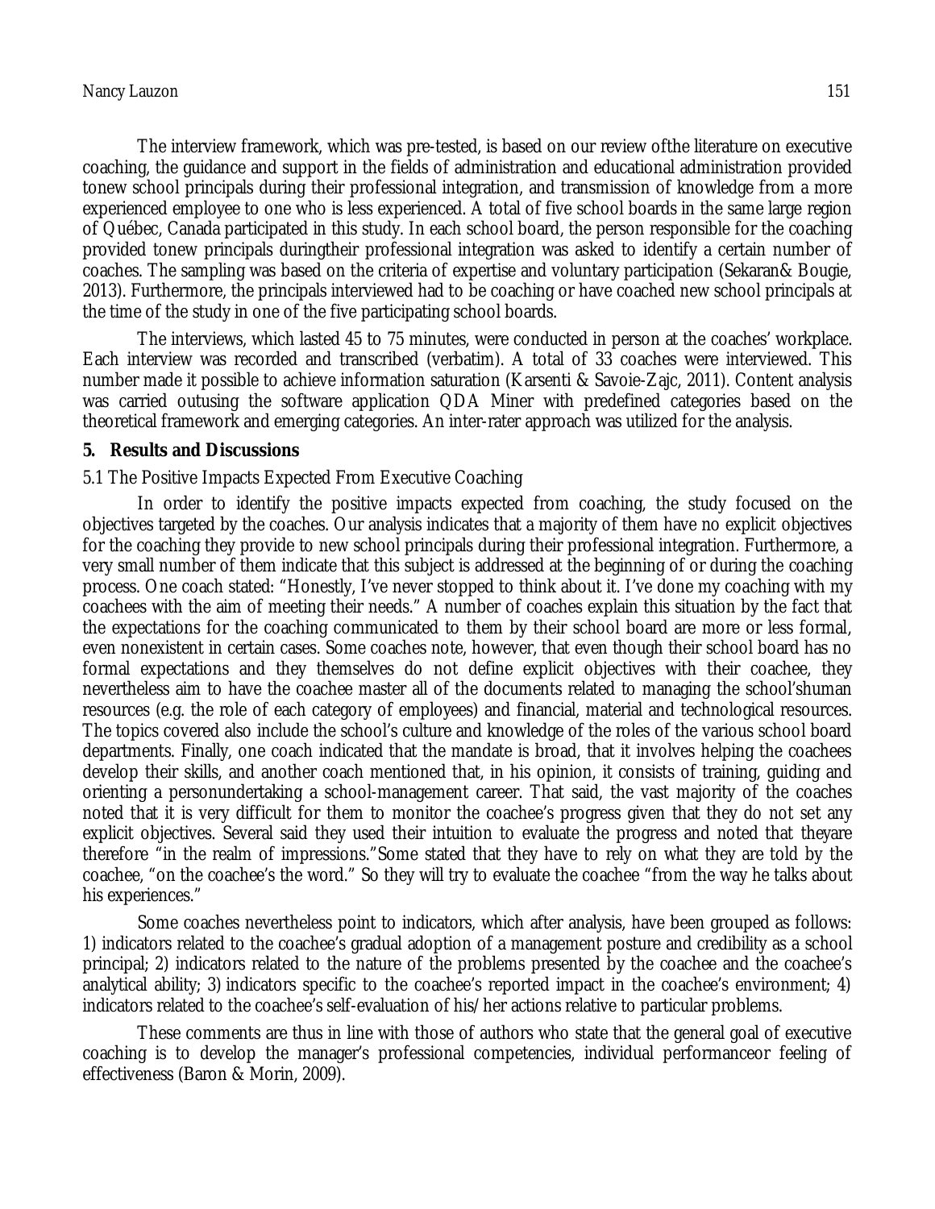The interview framework, which was pre-tested, is based on our review ofthe literature on executive coaching, the guidance and support in the fields of administration and educational administration provided tonew school principals during their professional integration, and transmission of knowledge from a more experienced employee to one who is less experienced. A total of five school boards in the same large region of Québec, Canada participated in this study. In each school board, the person responsible for the coaching provided tonew principals duringtheir professional integration was asked to identify a certain number of coaches. The sampling was based on the criteria of expertise and voluntary participation (Sekaran& Bougie, 2013). Furthermore, the principals interviewed had to be coaching or have coached new school principals at the time of the study in one of the five participating school boards.

The interviews, which lasted 45 to 75 minutes, were conducted in person at the coaches' workplace. Each interview was recorded and transcribed (verbatim). A total of 33 coaches were interviewed. This number made it possible to achieve information saturation (Karsenti & Savoie-Zajc, 2011). Content analysis was carried outusing the software application QDA Miner with predefined categories based on the theoretical framework and emerging categories. An inter-rater approach was utilized for the analysis.

## 5. Results and Discussions

### 5.1 The Positive Impacts Expected From Executive Coaching

In order to identify the positive impacts expected from coaching, the study focused on the objectives targeted by the coaches. Our analysis indicates that a majority of them have no explicit objectives for the coaching they provide to new school principals during their professional integration. Furthermore, a very small number of them indicate that this subject is addressed at the beginning of or during the coaching process. One coach stated: "Honestly, I've never stopped to think about it. I've done my coaching with my coachees with the aim of meeting their needs." A number of coaches explain this situation by the fact that the expectations for the coaching communicated to them by their school board are more or less formal, even nonexistent in certain cases. Some coaches note, however, that even though their school board has no formal expectations and they themselves do not define explicit objectives with their coachee, they nevertheless aim to have the coachee master all of the documents related to managing the school'shuman resources (e.g. the role of each category of employees) and financial, material and technological resources. The topics covered also include the school's culture and knowledge of the roles of the various school board departments. Finally, one coach indicated that the mandate is broad, that it involves helping the coachees develop their skills, and another coach mentioned that, in his opinion, it consists of training, guiding and orienting a personundertaking a school-management career. That said, the vast majority of the coaches noted that it is very difficult for them to monitor the coachee's progress given that they do not set any explicit objectives. Several said they used their intuition to evaluate the progress and noted that theyare therefore "in the realm of impressions."Some stated that they have to rely on what they are told by the coachee, "on the coachee's the word." So they will try to evaluate the coachee "from the way he talks about his experiences."

Some coaches nevertheless point to indicators, which after analysis, have been grouped as follows: 1) indicators related to the coachee's gradual adoption of a management posture and credibility as a school principal; 2) indicators related to the nature of the problems presented by the coachee and the coachee's analytical ability; 3) indicators specific to the coachee's reported impact in the coachee's environment; 4) indicators related to the coachee's self-evaluation of his/her actions relative to particular problems.

These comments are thus in line with those of authors who state that the general goal of executive coaching is to develop the manager's professional competencies, individual performanceor feeling of effectiveness (Baron & Morin, 2009).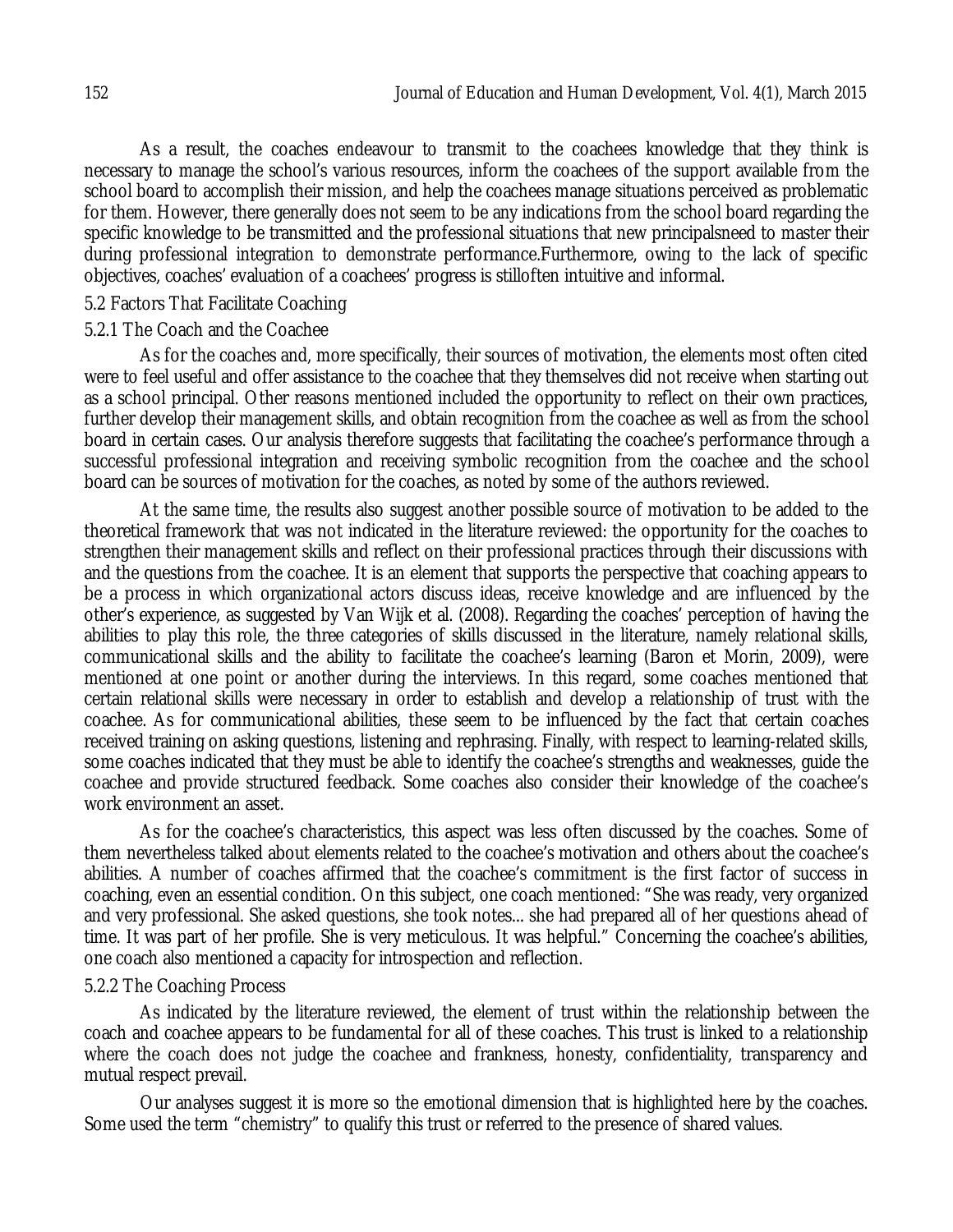As a result, the coaches endeavour to transmit to the coachees knowledge that they think is necessary to manage the school's various resources, inform the coachees of the support available from the school board to accomplish their mission, and help the coachees manage situations perceived as problematic for them. However, there generally does not seem to be any indications from the school board regarding the specific knowledge to be transmitted and the professional situations that new principalsneed to master their during professional integration to demonstrate performance.Furthermore, owing to the lack of specific objectives, coaches' evaluation of a coachees' progress is stilloften intuitive and informal.

### 5.2 Factors That Facilitate Coaching

#### 5.2.1 The Coach and the Coachee

As for the coaches and, more specifically, their sources of motivation, the elements most often cited were to feel useful and offer assistance to the coachee that they themselves did not receive when starting out as a school principal. Other reasons mentioned included the opportunity to reflect on their own practices, further develop their management skills, and obtain recognition from the coachee as well as from the school board in certain cases. Our analysis therefore suggests that facilitating the coachee's performance through a successful professional integration and receiving symbolic recognition from the coachee and the school board can be sources of motivation for the coaches, as noted by some of the authors reviewed.

At the same time, the results also suggest another possible source of motivation to be added to the theoretical framework that was not indicated in the literature reviewed: the opportunity for the coaches to strengthen their management skills and reflect on their professional practices through their discussions with and the questions from the coachee. It is an element that supports the perspective that coaching appears to be a process in which organizational actors discuss ideas, receive knowledge and are influenced by the other's experience, as suggested by Van Wijk et al. (2008). Regarding the coaches' perception of having the abilities to play this role, the three categories of skills discussed in the literature, namely relational skills, communicational skills and the ability to facilitate the coachee's learning (Baron et Morin, 2009), were mentioned at one point or another during the interviews. In this regard, some coaches mentioned that certain relational skills were necessary in order to establish and develop a relationship of trust with the coachee. As for communicational abilities, these seem to be influenced by the fact that certain coaches received training on asking questions, listening and rephrasing. Finally, with respect to learning-related skills, some coaches indicated that they must be able to identify the coachee's strengths and weaknesses, guide the coachee and provide structured feedback. Some coaches also consider their knowledge of the coachee's work environment an asset.

As for the coachee's characteristics, this aspect was less often discussed by the coaches. Some of them nevertheless talked about elements related to the coachee's motivation and others about the coachee's abilities. A number of coaches affirmed that the coachee's commitment is the first factor of success in coaching, even an essential condition. On this subject, one coach mentioned: "She was ready, very organized and very professional. She asked questions, she took notes... she had prepared all of her questions ahead of time. It was part of her profile. She is very meticulous. It was helpful." Concerning the coachee's abilities, one coach also mentioned a capacity for introspection and reflection.

#### 5.2.2 The Coaching Process

As indicated by the literature reviewed, the element of trust within the relationship between the coach and coachee appears to be fundamental for all of these coaches. This trust is linked to a relationship where the coach does not judge the coachee and frankness, honesty, confidentiality, transparency and mutual respect prevail.

Our analyses suggest it is more so the emotional dimension that is highlighted here by the coaches. Some used the term "chemistry" to qualify this trust or referred to the presence of shared values.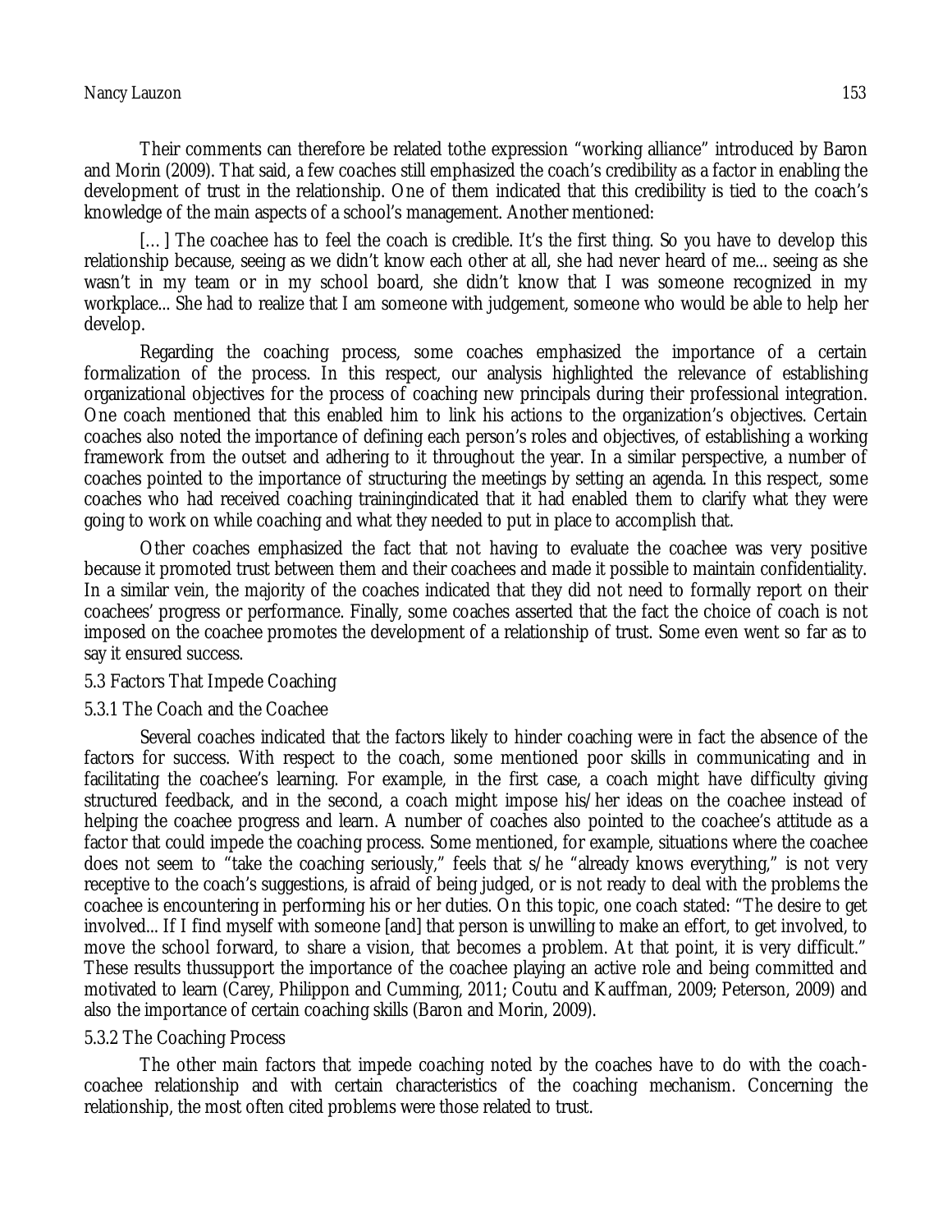Their comments can therefore be related tothe expression “working alliance” introduced by Baron and Morin (2009). That said, a few coaches still emphasized the coach’s credibility as a factor in enabling the development of trust in the relationship. One of them indicated that this credibility is tied to the coach’s knowledge of the main aspects of a school’s management. Another mentioned:

[…] The coachee has to feel the coach is credible. It’s the first thing. So you have to develop this relationship because, seeing as we didn’t know each other at all, she had never heard of me... seeing as she wasn’t in my team or in my school board, she didn’t know that I was someone recognized in my workplace... She had to realize that I am someone with judgement, someone who would be able to help her develop.

Regarding the coaching process, some coaches emphasized the importance of a certain formalization of the process. In this respect, our analysis highlighted the relevance of establishing organizational objectives for the process of coaching new principals during their professional integration. One coach mentioned that this enabled him to link his actions to the organization’s objectives. Certain coaches also noted the importance of defining each person’s roles and objectives, of establishing a working framework from the outset and adhering to it throughout the year. In a similar perspective, a number of coaches pointed to the importance of structuring the meetings by setting an agenda. In this respect, some coaches who had received coaching trainingindicated that it had enabled them to clarify what they were going to work on while coaching and what they needed to put in place to accomplish that.

Other coaches emphasized the fact that not having to evaluate the coachee was very positive because it promoted trust between them and their coachees and made it possible to maintain confidentiality. In a similar vein, the majority of the coaches indicated that they did not need to formally report on their coachees’ progress or performance. Finally, some coaches asserted that the fact the choice of coach is not imposed on the coachee promotes the development of a relationship of trust. Some even went so far as to say it ensured success.

### 5.3 Factors That Impede Coaching

#### 5.3.1 The Coach and the Coachee

Several coaches indicated that the factors likely to hinder coaching were in fact the absence of the factors for success. With respect to the coach, some mentioned poor skills in communicating and in facilitating the coachee’s learning. For example, in the first case, a coach might have difficulty giving structured feedback, and in the second, a coach might impose his/her ideas on the coachee instead of helping the coachee progress and learn. A number of coaches also pointed to the coachee’s attitude as a factor that could impede the coaching process. Some mentioned, for example, situations where the coachee does not seem to “take the coaching seriously,” feels that s/he “already knows everything,” is not very receptive to the coach’s suggestions, is afraid of being judged, or is not ready to deal with the problems the coachee is encountering in performing his or her duties. On this topic, one coach stated: “The desire to get involved... If I find myself with someone [and] that person is unwilling to make an effort, to get involved, to move the school forward, to share a vision, that becomes a problem. At that point, it is very difficult.” These results thussupport the importance of the coachee playing an active role and being committed and motivated to learn (Carey, Philippon and Cumming, 2011; Coutu and Kauffman, 2009; Peterson, 2009) and also the importance of certain coaching skills (Baron and Morin, 2009).

#### 5.3.2 The Coaching Process

The other main factors that impede coaching noted by the coaches have to do with the coach-coachee relationship and with certain characteristics of the coaching mechanism. Concerning the relationship, the most often cited problems were those related to trust.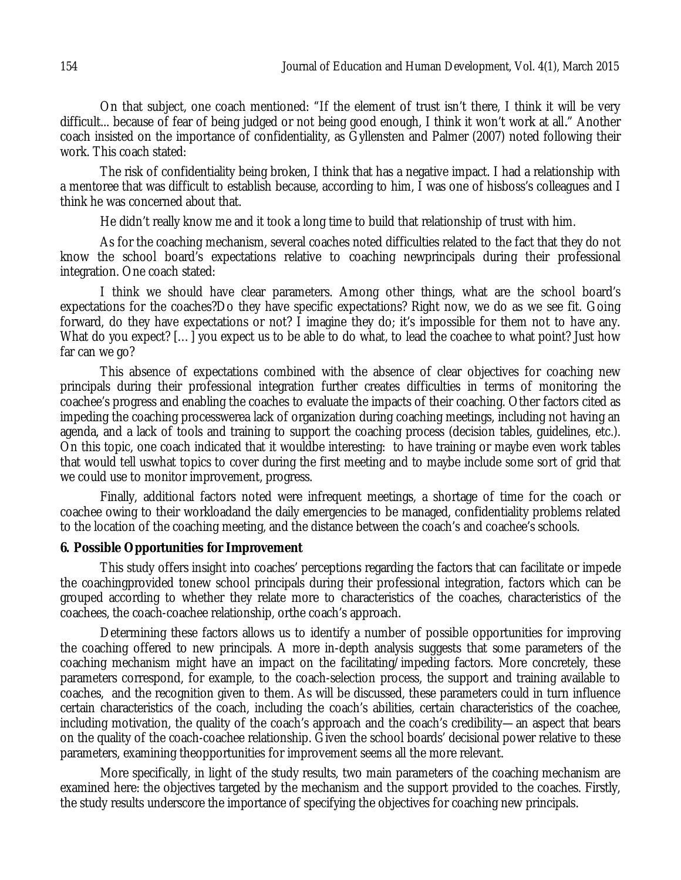On that subject, one coach mentioned: "If the element of trust isn't there, I think it will be very difficult... because of fear of being judged or not being good enough, I think it won't work at all." Another coach insisted on the importance of confidentiality, as Gyllensten and Palmer (2007) noted following their work. This coach stated:

The risk of confidentiality being broken, I think that has a negative impact. I had a relationship with a mentoree that was difficult to establish because, according to him, I was one of hisboss's colleagues and I think he was concerned about that.

He didn't really know me and it took a long time to build that relationship of trust with him.

As for the coaching mechanism, several coaches noted difficulties related to the fact that they do not know the school board's expectations relative to coaching newprincipals during their professional integration. One coach stated:

I think we should have clear parameters. Among other things, what are the school board's expectations for the coaches?Do they have specific expectations? Right now, we do as we see fit. Going forward, do they have expectations or not? I imagine they do; it's impossible for them not to have any. What do you expect? [...] you expect us to be able to do what, to lead the coachee to what point? Just how far can we go?

This absence of expectations combined with the absence of clear objectives for coaching new principals during their professional integration further creates difficulties in terms of monitoring the coachee's progress and enabling the coaches to evaluate the impacts of their coaching. Other factors cited as impeding the coaching processwerea lack of organization during coaching meetings, including not having an agenda, and a lack of tools and training to support the coaching process (decision tables, guidelines, etc.). On this topic, one coach indicated that it wouldbe interesting: to have training or maybe even work tables that would tell uswhat topics to cover during the first meeting and to maybe include some sort of grid that we could use to monitor improvement, progress.

Finally, additional factors noted were infrequent meetings, a shortage of time for the coach or coachee owing to their workloadand the daily emergencies to be managed, confidentiality problems related to the location of the coaching meeting, and the distance between the coach's and coachee's schools.

## 6. Possible Opportunities for Improvement

This study offers insight into coaches' perceptions regarding the factors that can facilitate or impede the coachingprovided tonew school principals during their professional integration, factors which can be grouped according to whether they relate more to characteristics of the coaches, characteristics of the coachees, the coach-coachee relationship, orthe coach's approach.

Determining these factors allows us to identify a number of possible opportunities for improving the coaching offered to new principals. A more in-depth analysis suggests that some parameters of the coaching mechanism might have an impact on the facilitating/impeding factors. More concretely, these parameters correspond, for example, to the coach-selection process, the support and training available to coaches, and the recognition given to them. As will be discussed, these parameters could in turn influence certain characteristics of the coach, including the coach's abilities, certain characteristics of the coachee, including motivation, the quality of the coach's approach and the coach's credibility—an aspect that bears on the quality of the coach-coachee relationship. Given the school boards' decisional power relative to these parameters, examining theopportunities for improvement seems all the more relevant.

More specifically, in light of the study results, two main parameters of the coaching mechanism are examined here: the objectives targeted by the mechanism and the support provided to the coaches. Firstly, the study results underscore the importance of specifying the objectives for coaching new principals.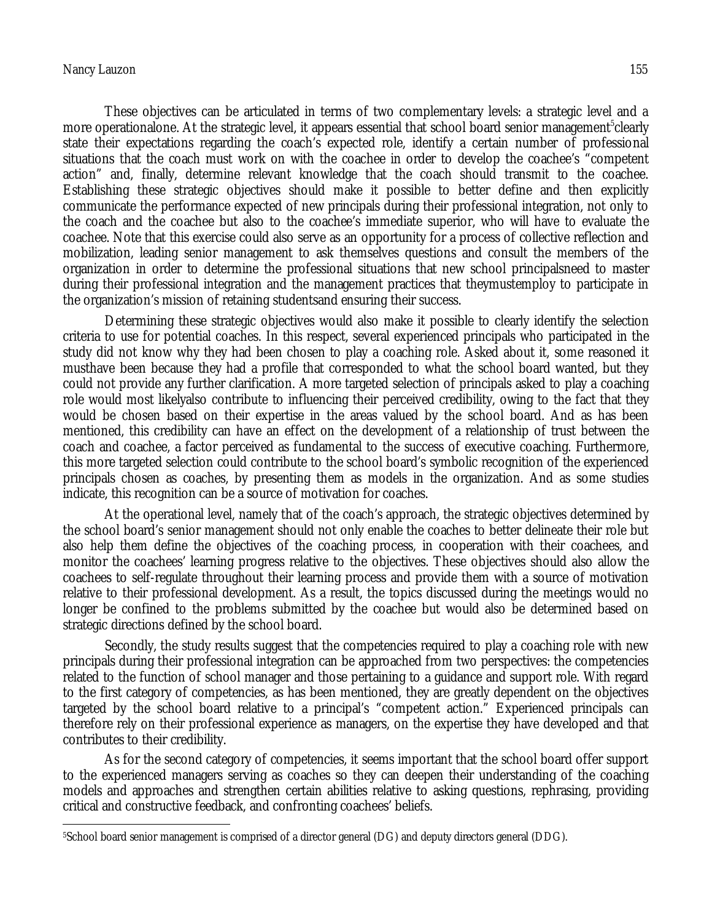These objectives can be articulated in terms of two complementary levels: a strategic level and a more operationalone. At the strategic level, it appears essential that school board senior management[5]clearly state their expectations regarding the coach's expected role, identify a certain number of professional situations that the coach must work on with the coachee in order to develop the coachee's "competent action" and, finally, determine relevant knowledge that the coach should transmit to the coachee. Establishing these strategic objectives should make it possible to better define and then explicitly communicate the performance expected of new principals during their professional integration, not only to the coach and the coachee but also to the coachee's immediate superior, who will have to evaluate the coachee. Note that this exercise could also serve as an opportunity for a process of collective reflection and mobilization, leading senior management to ask themselves questions and consult the members of the organization in order to determine the professional situations that new school principalsneed to master during their professional integration and the management practices that theymustemploy to participate in the organization's mission of retaining studentsand ensuring their success.

Determining these strategic objectives would also make it possible to clearly identify the selection criteria to use for potential coaches. In this respect, several experienced principals who participated in the study did not know why they had been chosen to play a coaching role. Asked about it, some reasoned it musthave been because they had a profile that corresponded to what the school board wanted, but they could not provide any further clarification. A more targeted selection of principals asked to play a coaching role would most likelyalso contribute to influencing their perceived credibility, owing to the fact that they would be chosen based on their expertise in the areas valued by the school board. And as has been mentioned, this credibility can have an effect on the development of a relationship of trust between the coach and coachee, a factor perceived as fundamental to the success of executive coaching. Furthermore, this more targeted selection could contribute to the school board's symbolic recognition of the experienced principals chosen as coaches, by presenting them as models in the organization. And as some studies indicate, this recognition can be a source of motivation for coaches.

At the operational level, namely that of the coach's approach, the strategic objectives determined by the school board's senior management should not only enable the coaches to better delineate their role but also help them define the objectives of the coaching process, in cooperation with their coachees, and monitor the coachees' learning progress relative to the objectives. These objectives should also allow the coachees to self-regulate throughout their learning process and provide them with a source of motivation relative to their professional development. As a result, the topics discussed during the meetings would no longer be confined to the problems submitted by the coachee but would also be determined based on strategic directions defined by the school board.

Secondly, the study results suggest that the competencies required to play a coaching role with new principals during their professional integration can be approached from two perspectives: the competencies related to the function of school manager and those pertaining to a guidance and support role. With regard to the first category of competencies, as has been mentioned, they are greatly dependent on the objectives targeted by the school board relative to a principal's "competent action." Experienced principals can therefore rely on their professional experience as managers, on the expertise they have developed and that contributes to their credibility.

As for the second category of competencies, it seems important that the school board offer support to the experienced managers serving as coaches so they can deepen their understanding of the coaching models and approaches and strengthen certain abilities relative to asking questions, rephrasing, providing critical and constructive feedback, and confronting coachees' beliefs.

---

[5]School board senior management is comprised of a director general (DG) and deputy directors general (DDG).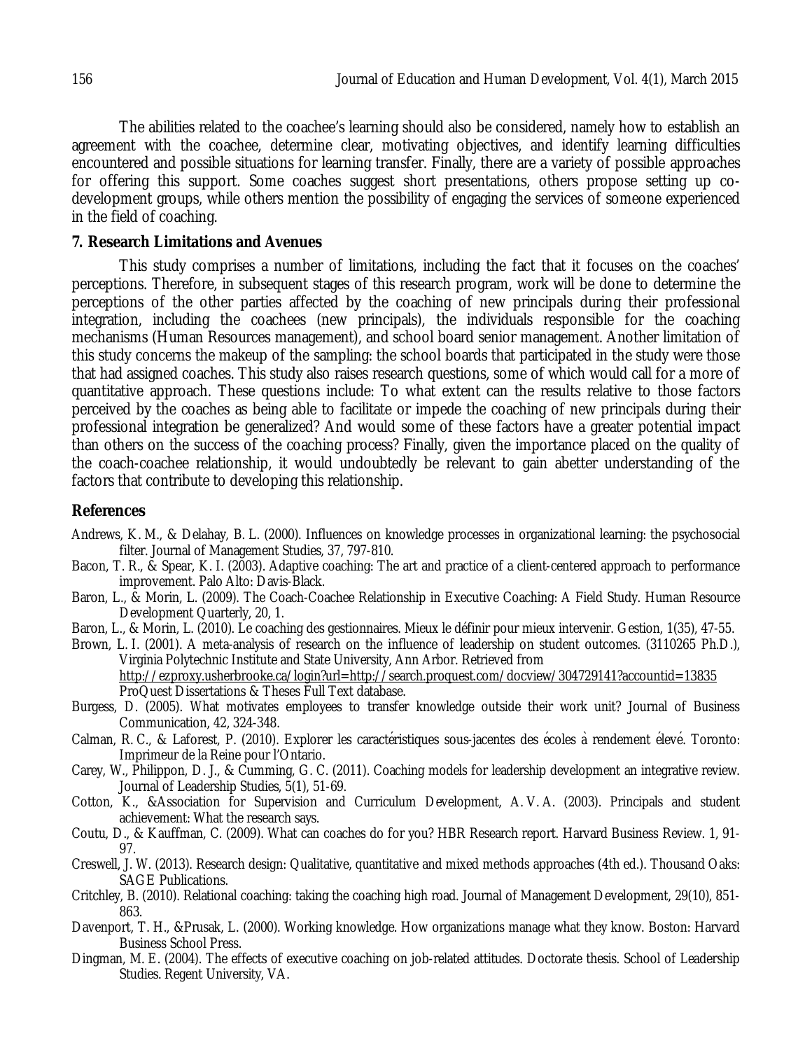The abilities related to the coachee's learning should also be considered, namely how to establish an agreement with the coachee, determine clear, motivating objectives, and identify learning difficulties encountered and possible situations for learning transfer. Finally, there are a variety of possible approaches for offering this support. Some coaches suggest short presentations, others propose setting up co-development groups, while others mention the possibility of engaging the services of someone experienced in the field of coaching.

## 7. Research Limitations and Avenues

This study comprises a number of limitations, including the fact that it focuses on the coaches' perceptions. Therefore, in subsequent stages of this research program, work will be done to determine the perceptions of the other parties affected by the coaching of new principals during their professional integration, including the coachees (new principals), the individuals responsible for the coaching mechanisms (Human Resources management), and school board senior management. Another limitation of this study concerns the makeup of the sampling: the school boards that participated in the study were those that had assigned coaches. This study also raises research questions, some of which would call for a more of quantitative approach. These questions include: To what extent can the results relative to those factors perceived by the coaches as being able to facilitate or impede the coaching of new principals during their professional integration be generalized? And would some of these factors have a greater potential impact than others on the success of the coaching process? Finally, given the importance placed on the quality of the coach-coachee relationship, it would undoubtedly be relevant to gain abetter understanding of the factors that contribute to developing this relationship.

## References

Andrews, K. M., & Delahay, B. L. (2000). Influences on knowledge processes in organizational learning: the psychosocial filter. Journal of Management Studies, 37, 797-810.

Bacon, T. R., & Spear, K. I. (2003). Adaptive coaching: The art and practice of a client-centered approach to performance improvement. Palo Alto: Davis-Black.

Baron, L., & Morin, L. (2009). The Coach-Coachee Relationship in Executive Coaching: A Field Study. Human Resource Development Quarterly, 20, 1.

Baron, L., & Morin, L. (2010). Le coaching des gestionnaires. Mieux le définir pour mieux intervenir. Gestion, 1(35), 47-55.

Brown, L. I. (2001). A meta-analysis of research on the influence of leadership on student outcomes. (3110265 Ph.D.), Virginia Polytechnic Institute and State University, Ann Arbor. Retrieved from http://ezproxy.usherbrooke.ca/login?url=http://search.proquest.com/docview/304729141?accountid=13835 ProQuest Dissertations & Theses Full Text database.

Burgess, D. (2005). What motivates employees to transfer knowledge outside their work unit? Journal of Business Communication, 42, 324-348.

Calman, R. C., & Laforest, P. (2010). Explorer les caractéristiques sous-jacentes des écoles à rendement élevé. Toronto: Imprimeur de la Reine pour l'Ontario.

Carey, W., Philippon, D. J., & Cumming, G. C. (2011). Coaching models for leadership development an integrative review. Journal of Leadership Studies, 5(1), 51-69.

Cotton, K., &Association for Supervision and Curriculum Development, A. V. A. (2003). Principals and student achievement: What the research says.

Coutu, D., & Kauffman, C. (2009). What can coaches do for you? HBR Research report. Harvard Business Review. 1, 91-97.

Creswell, J. W. (2013). Research design: Qualitative, quantitative and mixed methods approaches (4th ed.). Thousand Oaks: SAGE Publications.

Critchley, B. (2010). Relational coaching: taking the coaching high road. Journal of Management Development, 29(10), 851-863.

Davenport, T. H., &Prusak, L. (2000). Working knowledge. How organizations manage what they know. Boston: Harvard Business School Press.

Dingman, M. E. (2004). The effects of executive coaching on job-related attitudes. Doctorate thesis. School of Leadership Studies. Regent University, VA.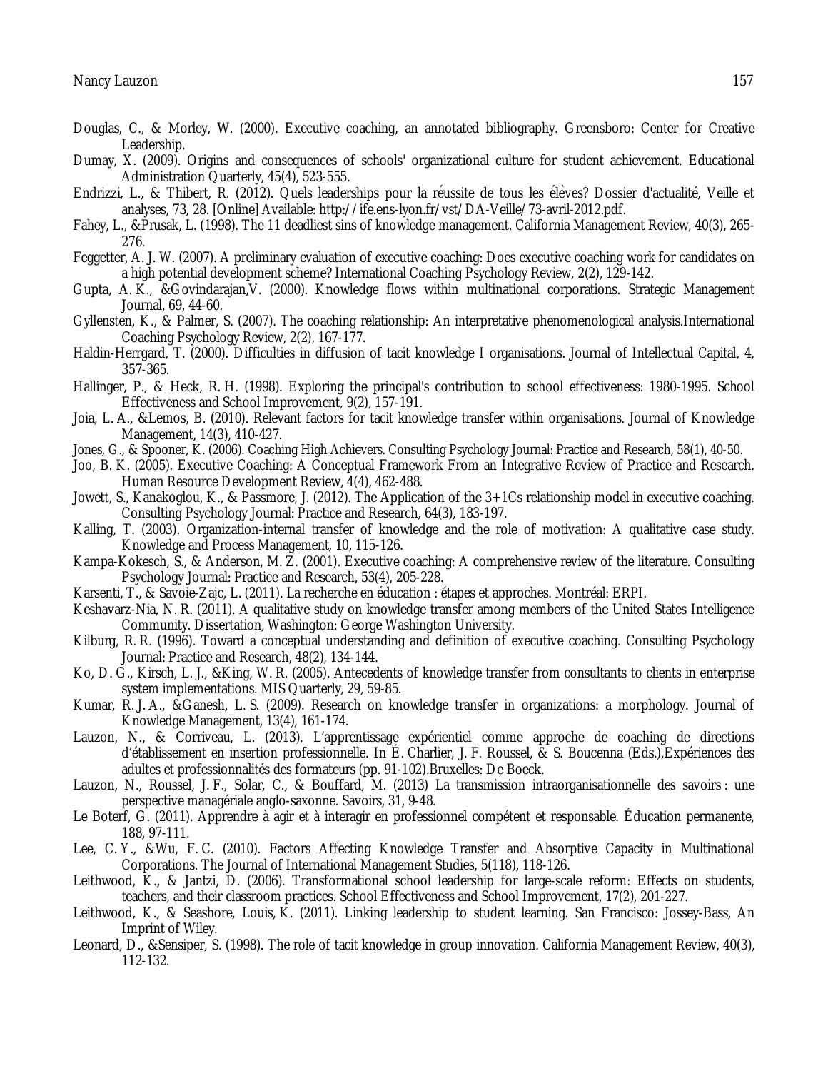Douglas, C., & Morley, W. (2000). Executive coaching, an annotated bibliography. Greensboro: Center for Creative Leadership.

Dumay, X. (2009). Origins and consequences of schools' organizational culture for student achievement. Educational Administration Quarterly, 45(4), 523-555.

Endrizzi, L., & Thibert, R. (2012). Quels leaderships pour la réussite de tous les élèves? Dossier d'actualité, Veille et analyses, 73, 28. [Online] Available: http://ife.ens-lyon.fr/vst/DA-Veille/73-avril-2012.pdf.

Fahey, L., &Prusak, L. (1998). The 11 deadliest sins of knowledge management. California Management Review, 40(3), 265-276.

Feggetter, A. J. W. (2007). A preliminary evaluation of executive coaching: Does executive coaching work for candidates on a high potential development scheme? International Coaching Psychology Review, 2(2), 129-142.

Gupta, A. K., &Govindarajan,V. (2000). Knowledge flows within multinational corporations. Strategic Management Journal, 69, 44-60.

Gyllensten, K., & Palmer, S. (2007). The coaching relationship: An interpretative phenomenological analysis.International Coaching Psychology Review, 2(2), 167-177.

Haldin-Herrgard, T. (2000). Difficulties in diffusion of tacit knowledge I organisations. Journal of Intellectual Capital, 4, 357-365.

Hallinger, P., & Heck, R. H. (1998). Exploring the principal's contribution to school effectiveness: 1980-1995. School Effectiveness and School Improvement, 9(2), 157-191.

Joia, L. A., &Lemos, B. (2010). Relevant factors for tacit knowledge transfer within organisations. Journal of Knowledge Management, 14(3), 410-427.

Jones, G., & Spooner, K. (2006). Coaching High Achievers. Consulting Psychology Journal: Practice and Research, 58(1), 40-50.

Joo, B. K. (2005). Executive Coaching: A Conceptual Framework From an Integrative Review of Practice and Research. Human Resource Development Review, 4(4), 462-488.

Jowett, S., Kanakoglou, K., & Passmore, J. (2012). The Application of the 3+1Cs relationship model in executive coaching. Consulting Psychology Journal: Practice and Research, 64(3), 183-197.

Kalling, T. (2003). Organization-internal transfer of knowledge and the role of motivation: A qualitative case study. Knowledge and Process Management, 10, 115-126.

Kampa-Kokesch, S., & Anderson, M. Z. (2001). Executive coaching: A comprehensive review of the literature. Consulting Psychology Journal: Practice and Research, 53(4), 205-228.

Karsenti, T., & Savoie-Zajc, L. (2011). La recherche en éducation : étapes et approches. Montréal: ERPI.

Keshavarz-Nia, N. R. (2011). A qualitative study on knowledge transfer among members of the United States Intelligence Community. Dissertation, Washington: George Washington University.

Kilburg, R. R. (1996). Toward a conceptual understanding and definition of executive coaching. Consulting Psychology Journal: Practice and Research, 48(2), 134-144.

Ko, D. G., Kirsch, L. J., &King, W. R. (2005). Antecedents of knowledge transfer from consultants to clients in enterprise system implementations. MIS Quarterly, 29, 59-85.

Kumar, R. J. A., &Ganesh, L. S. (2009). Research on knowledge transfer in organizations: a morphology. Journal of Knowledge Management, 13(4), 161-174.

Lauzon, N., & Corriveau, L. (2013). L'apprentissage expérientiel comme approche de coaching de directions d'établissement en insertion professionnelle. In É. Charlier, J. F. Roussel, & S. Boucenna (Eds.),Expériences des adultes et professionnalités des formateurs (pp. 91-102).Bruxelles: De Boeck.

Lauzon, N., Roussel, J. F., Solar, C., & Bouffard, M. (2013) La transmission intraorganisationnelle des savoirs : une perspective managériale anglo-saxonne. Savoirs, 31, 9-48.

Le Boterf, G. (2011). Apprendre à agir et à interagir en professionnel compétent et responsable. Éducation permanente, 188, 97-111.

Lee, C. Y., &Wu, F. C. (2010). Factors Affecting Knowledge Transfer and Absorptive Capacity in Multinational Corporations. The Journal of International Management Studies, 5(118), 118-126.

Leithwood, K., & Jantzi, D. (2006). Transformational school leadership for large-scale reform: Effects on students, teachers, and their classroom practices. School Effectiveness and School Improvement, 17(2), 201-227.

Leithwood, K., & Seashore, Louis, K. (2011). Linking leadership to student learning. San Francisco: Jossey-Bass, An Imprint of Wiley.

Leonard, D., &Sensiper, S. (1998). The role of tacit knowledge in group innovation. California Management Review, 40(3), 112-132.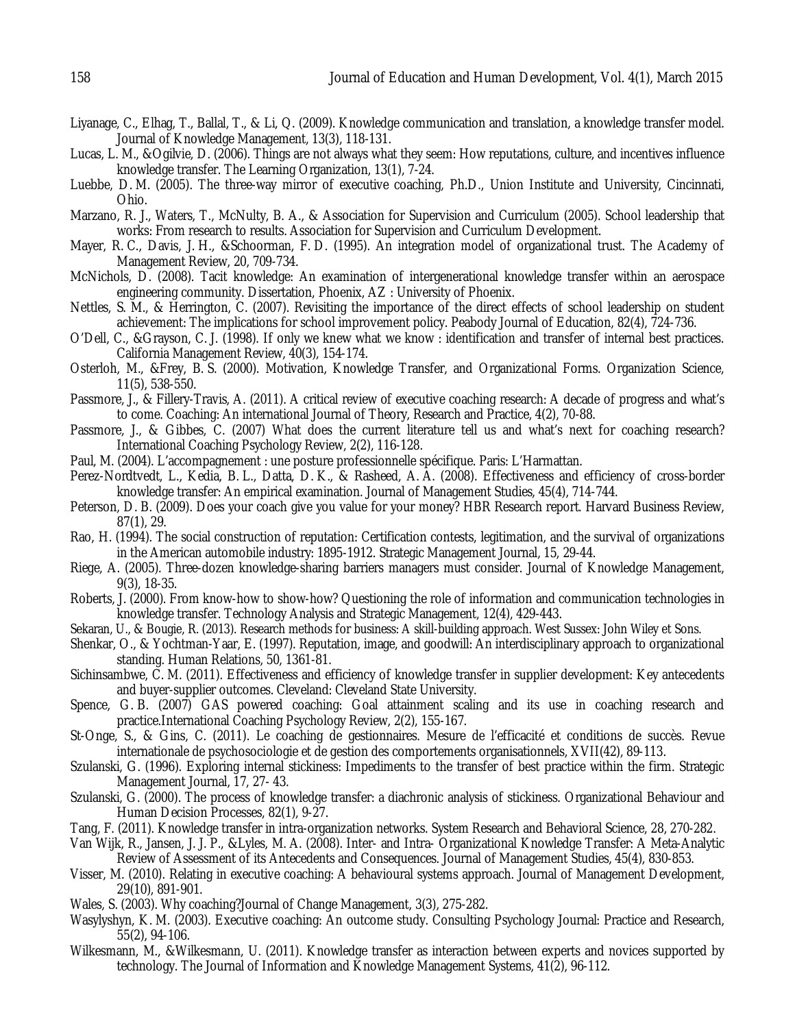Liyanage, C., Elhag, T., Ballal, T., & Li, Q. (2009). Knowledge communication and translation, a knowledge transfer model. Journal of Knowledge Management, 13(3), 118-131.

Lucas, L. M., &Ogilvie, D. (2006). Things are not always what they seem: How reputations, culture, and incentives influence knowledge transfer. The Learning Organization, 13(1), 7-24.

Luebbe, D. M. (2005). The three-way mirror of executive coaching, Ph.D., Union Institute and University, Cincinnati, Ohio.

Marzano, R. J., Waters, T., McNulty, B. A., & Association for Supervision and Curriculum (2005). School leadership that works: From research to results. Association for Supervision and Curriculum Development.

Mayer, R. C., Davis, J. H., &Schoorman, F. D. (1995). An integration model of organizational trust. The Academy of Management Review, 20, 709-734.

McNichols, D. (2008). Tacit knowledge: An examination of intergenerational knowledge transfer within an aerospace engineering community. Dissertation, Phoenix, AZ : University of Phoenix.

Nettles, S. M., & Herrington, C. (2007). Revisiting the importance of the direct effects of school leadership on student achievement: The implications for school improvement policy. Peabody Journal of Education, 82(4), 724-736.

O'Dell, C., &Grayson, C. J. (1998). If only we knew what we know : identification and transfer of internal best practices. California Management Review, 40(3), 154-174.

Osterloh, M., &Frey, B. S. (2000). Motivation, Knowledge Transfer, and Organizational Forms. Organization Science, 11(5), 538-550.

Passmore, J., & Fillery-Travis, A. (2011). A critical review of executive coaching research: A decade of progress and what's to come. Coaching: An international Journal of Theory, Research and Practice, 4(2), 70-88.

Passmore, J., & Gibbes, C. (2007) What does the current literature tell us and what's next for coaching research? International Coaching Psychology Review, 2(2), 116-128.

Paul, M. (2004). L'accompagnement : une posture professionnelle spécifique. Paris: L'Harmattan.

Perez-Nordtvedt, L., Kedia, B. L., Datta, D. K., & Rasheed, A. A. (2008). Effectiveness and efficiency of cross-border knowledge transfer: An empirical examination. Journal of Management Studies, 45(4), 714-744.

Peterson, D. B. (2009). Does your coach give you value for your money? HBR Research report. Harvard Business Review, 87(1), 29.

Rao, H. (1994). The social construction of reputation: Certification contests, legitimation, and the survival of organizations in the American automobile industry: 1895-1912. Strategic Management Journal, 15, 29-44.

Riege, A. (2005). Three-dozen knowledge-sharing barriers managers must consider. Journal of Knowledge Management, 9(3), 18-35.

Roberts, J. (2000). From know-how to show-how? Questioning the role of information and communication technologies in knowledge transfer. Technology Analysis and Strategic Management, 12(4), 429-443.

Sekaran, U., & Bougie, R. (2013). Research methods for business: A skill-building approach. West Sussex: John Wiley et Sons.

Shenkar, O., & Yochtman-Yaar, E. (1997). Reputation, image, and goodwill: An interdisciplinary approach to organizational standing. Human Relations, 50, 1361-81.

Sichinsambwe, C. M. (2011). Effectiveness and efficiency of knowledge transfer in supplier development: Key antecedents and buyer-supplier outcomes. Cleveland: Cleveland State University.

Spence, G. B. (2007) GAS powered coaching: Goal attainment scaling and its use in coaching research and practice.International Coaching Psychology Review, 2(2), 155-167.

St-Onge, S., & Gins, C. (2011). Le coaching de gestionnaires. Mesure de l'efficacité et conditions de succès. Revue internationale de psychosociologie et de gestion des comportements organisationnels, XVII(42), 89-113.

Szulanski, G. (1996). Exploring internal stickiness: Impediments to the transfer of best practice within the firm. Strategic Management Journal, 17, 27- 43.

Szulanski, G. (2000). The process of knowledge transfer: a diachronic analysis of stickiness. Organizational Behaviour and Human Decision Processes, 82(1), 9-27.

Tang, F. (2011). Knowledge transfer in intra-organization networks. System Research and Behavioral Science, 28, 270-282.

Van Wijk, R., Jansen, J. J. P., &Lyles, M. A. (2008). Inter- and Intra- Organizational Knowledge Transfer: A Meta-Analytic Review of Assessment of its Antecedents and Consequences. Journal of Management Studies, 45(4), 830-853.

Visser, M. (2010). Relating in executive coaching: A behavioural systems approach. Journal of Management Development, 29(10), 891-901.

Wales, S. (2003). Why coaching?Journal of Change Management, 3(3), 275-282.

Wasylyshyn, K. M. (2003). Executive coaching: An outcome study. Consulting Psychology Journal: Practice and Research, 55(2), 94-106.

Wilkesmann, M., &Wilkesmann, U. (2011). Knowledge transfer as interaction between experts and novices supported by technology. The Journal of Information and Knowledge Management Systems, 41(2), 96-112.